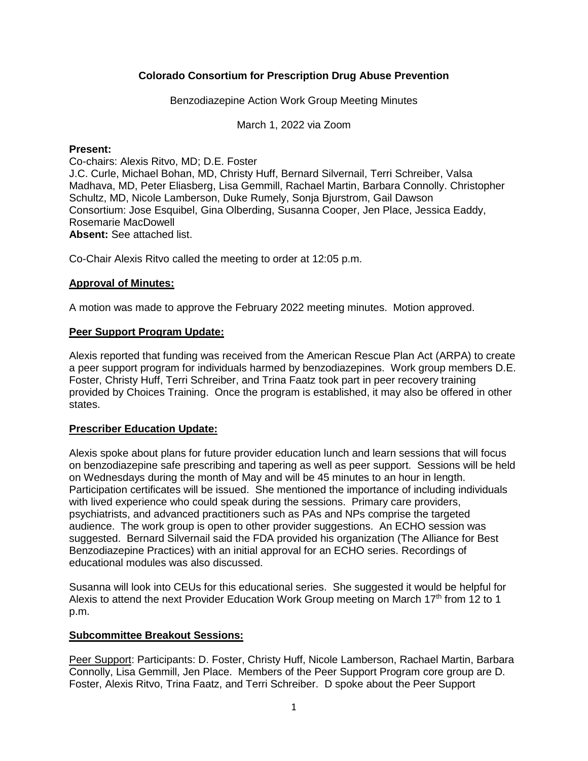**Colorado Consortium for Prescription Drug Abuse Prevention**

Benzodiazepine Action Work Group Meeting Minutes

March 1, 2022 via Zoom

**Present:**
Co-chairs: Alexis Ritvo, MD; D.E. Foster
J.C. Curle, Michael Bohan, MD, Christy Huff, Bernard Silvernail, Terri Schreiber, Valsa Madhava, MD, Peter Eliasberg, Lisa Gemmill, Rachael Martin, Barbara Connolly. Christopher Schultz, MD, Nicole Lamberson, Duke Rumely, Sonja Bjurstrom, Gail Dawson
Consortium: Jose Esquibel, Gina Olberding, Susanna Cooper, Jen Place, Jessica Eaddy, Rosemarie MacDowell
**Absent:** See attached list.

Co-Chair Alexis Ritvo called the meeting to order at 12:05 p.m.

## Approval of Minutes:

A motion was made to approve the February 2022 meeting minutes. Motion approved.

## Peer Support Program Update:

Alexis reported that funding was received from the American Rescue Plan Act (ARPA) to create a peer support program for individuals harmed by benzodiazepines. Work group members D.E. Foster, Christy Huff, Terri Schreiber, and Trina Faatz took part in peer recovery training provided by Choices Training. Once the program is established, it may also be offered in other states.

## Prescriber Education Update:

Alexis spoke about plans for future provider education lunch and learn sessions that will focus on benzodiazepine safe prescribing and tapering as well as peer support. Sessions will be held on Wednesdays during the month of May and will be 45 minutes to an hour in length. Participation certificates will be issued. She mentioned the importance of including individuals with lived experience who could speak during the sessions. Primary care providers, psychiatrists, and advanced practitioners such as PAs and NPs comprise the targeted audience. The work group is open to other provider suggestions. An ECHO session was suggested. Bernard Silvernail said the FDA provided his organization (The Alliance for Best Benzodiazepine Practices) with an initial approval for an ECHO series. Recordings of educational modules was also discussed.

Susanna will look into CEUs for this educational series. She suggested it would be helpful for Alexis to attend the next Provider Education Work Group meeting on March 17th from 12 to 1 p.m.

## Subcommittee Breakout Sessions:

Peer Support: Participants: D. Foster, Christy Huff, Nicole Lamberson, Rachael Martin, Barbara Connolly, Lisa Gemmill, Jen Place. Members of the Peer Support Program core group are D. Foster, Alexis Ritvo, Trina Faatz, and Terri Schreiber. D spoke about the Peer Support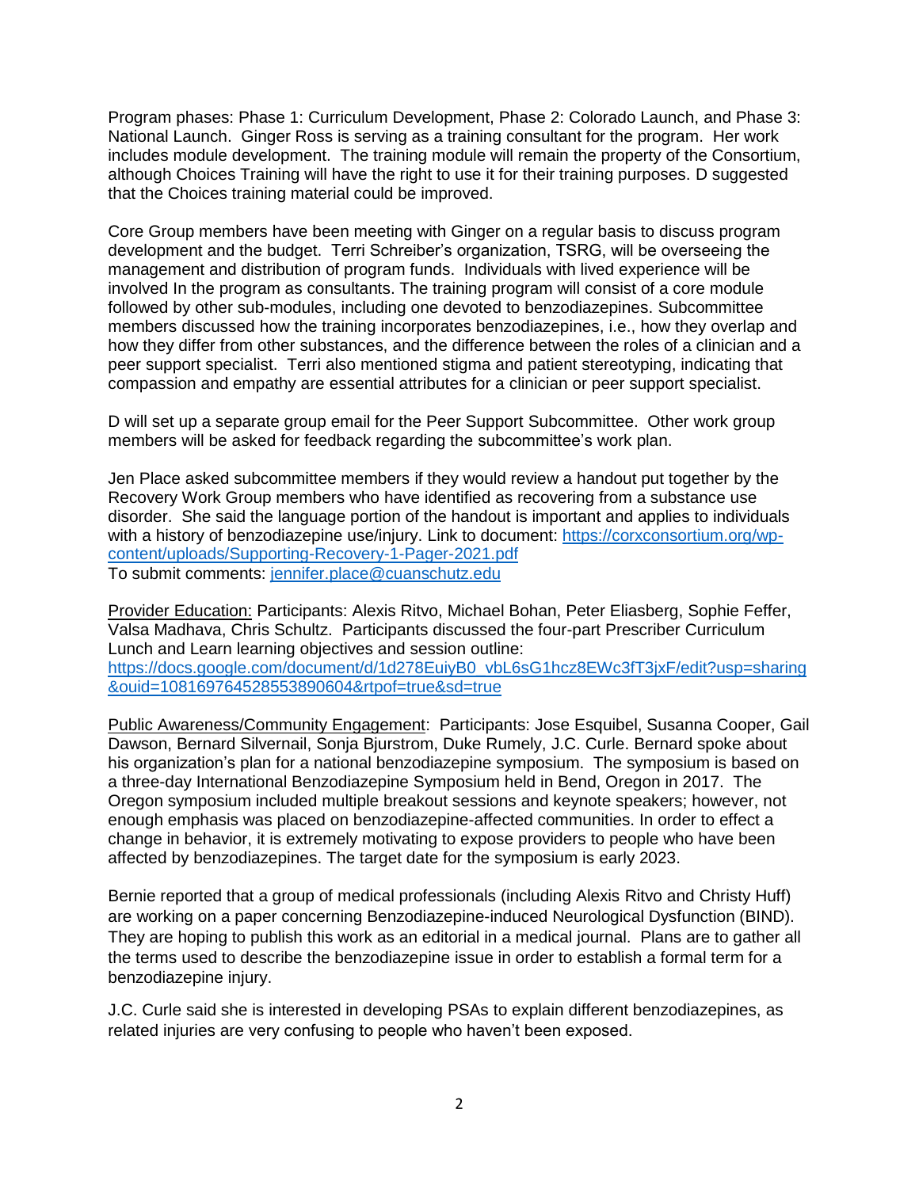Program phases: Phase 1: Curriculum Development, Phase 2: Colorado Launch, and Phase 3: National Launch. Ginger Ross is serving as a training consultant for the program. Her work includes module development. The training module will remain the property of the Consortium, although Choices Training will have the right to use it for their training purposes. D suggested that the Choices training material could be improved.

Core Group members have been meeting with Ginger on a regular basis to discuss program development and the budget. Terri Schreiber's organization, TSRG, will be overseeing the management and distribution of program funds. Individuals with lived experience will be involved In the program as consultants. The training program will consist of a core module followed by other sub-modules, including one devoted to benzodiazepines. Subcommittee members discussed how the training incorporates benzodiazepines, i.e., how they overlap and how they differ from other substances, and the difference between the roles of a clinician and a peer support specialist. Terri also mentioned stigma and patient stereotyping, indicating that compassion and empathy are essential attributes for a clinician or peer support specialist.

D will set up a separate group email for the Peer Support Subcommittee. Other work group members will be asked for feedback regarding the subcommittee's work plan.

Jen Place asked subcommittee members if they would review a handout put together by the Recovery Work Group members who have identified as recovering from a substance use disorder. She said the language portion of the handout is important and applies to individuals with a history of benzodiazepine use/injury. Link to document: [https://corxconsortium.org/wp-content/uploads/Supporting-Recovery-1-Pager-2021.pdf](https://corxconsortium.org/wp-content/uploads/Supporting-Recovery-1-Pager-2021.pdf)
To submit comments: [jennifer.place@cuanschutz.edu](mailto:jennifer.place@cuanschutz.edu)

<u>Provider Education:</u> Participants: Alexis Ritvo, Michael Bohan, Peter Eliasberg, Sophie Feffer, Valsa Madhava, Chris Schultz. Participants discussed the four-part Prescriber Curriculum Lunch and Learn learning objectives and session outline:
[https://docs.google.com/document/d/1d278EuiyB0_vbL6sG1hcz8EWc3fT3jxF/edit?usp=sharing&ouid=108169764528553890604&rtpof=true&sd=true](https://docs.google.com/document/d/1d278EuiyB0_vbL6sG1hcz8EWc3fT3jxF/edit?usp=sharing&ouid=108169764528553890604&rtpof=true&sd=true)

<u>Public Awareness/Community Engagement</u>: Participants: Jose Esquibel, Susanna Cooper, Gail Dawson, Bernard Silvernail, Sonja Bjurstrom, Duke Rumely, J.C. Curle. Bernard spoke about his organization's plan for a national benzodiazepine symposium. The symposium is based on a three-day International Benzodiazepine Symposium held in Bend, Oregon in 2017. The Oregon symposium included multiple breakout sessions and keynote speakers; however, not enough emphasis was placed on benzodiazepine-affected communities. In order to effect a change in behavior, it is extremely motivating to expose providers to people who have been affected by benzodiazepines. The target date for the symposium is early 2023.

Bernie reported that a group of medical professionals (including Alexis Ritvo and Christy Huff) are working on a paper concerning Benzodiazepine-induced Neurological Dysfunction (BIND). They are hoping to publish this work as an editorial in a medical journal. Plans are to gather all the terms used to describe the benzodiazepine issue in order to establish a formal term for a benzodiazepine injury.

J.C. Curle said she is interested in developing PSAs to explain different benzodiazepines, as related injuries are very confusing to people who haven't been exposed.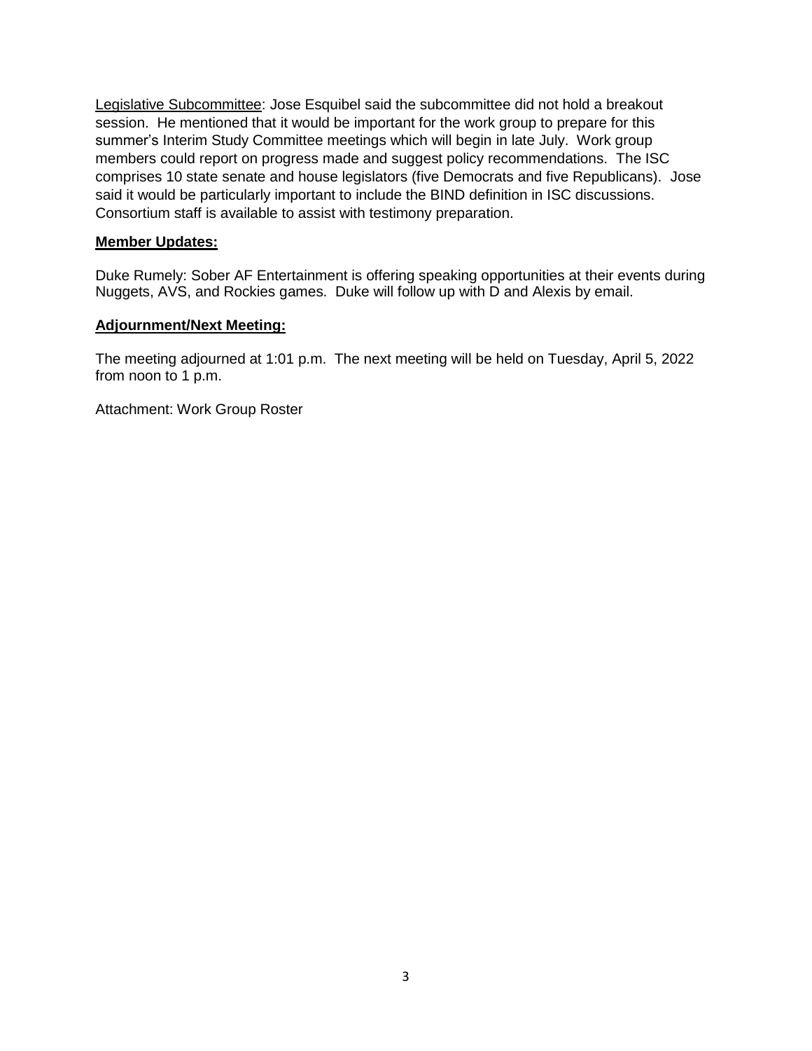Legislative Subcommittee: Jose Esquibel said the subcommittee did not hold a breakout session. He mentioned that it would be important for the work group to prepare for this summer's Interim Study Committee meetings which will begin in late July. Work group members could report on progress made and suggest policy recommendations. The ISC comprises 10 state senate and house legislators (five Democrats and five Republicans). Jose said it would be particularly important to include the BIND definition in ISC discussions. Consortium staff is available to assist with testimony preparation.

**Member Updates:**

Duke Rumely: Sober AF Entertainment is offering speaking opportunities at their events during Nuggets, AVS, and Rockies games. Duke will follow up with D and Alexis by email.

**Adjournment/Next Meeting:**

The meeting adjourned at 1:01 p.m. The next meeting will be held on Tuesday, April 5, 2022 from noon to 1 p.m.

Attachment: Work Group Roster